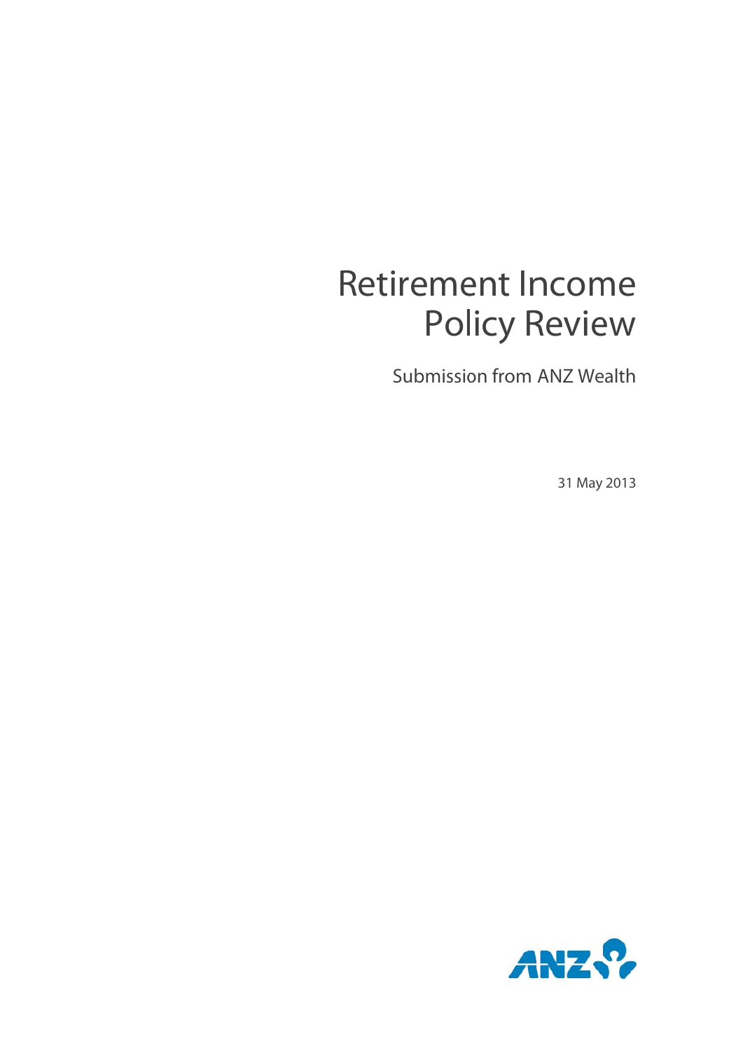# Retirement Income Policy Review

Submission from ANZ Wealth

31 May 2013

ANZ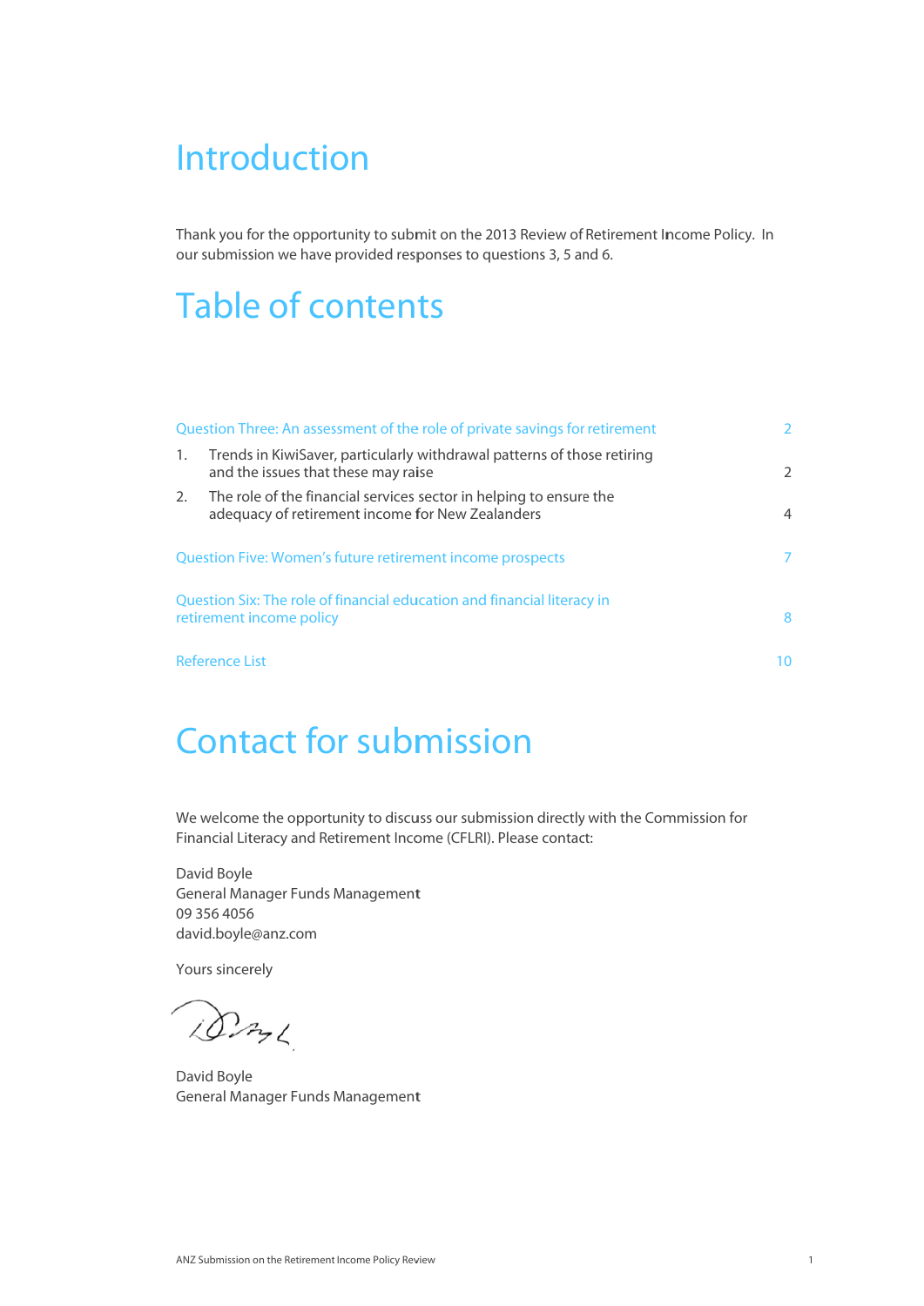# Introduction

Thank you for the opportunity to submit on the 2013 Review of Retirement Income Policy. In our submission we have provided responses to questions 3, 5 and 6.

# Table of contents

| | | |
|---|---|---|
| Question Three: An assessment of the role of private savings for retirement | | 2 |
| 1. | Trends in KiwiSaver, particularly withdrawal patterns of those retiring and the issues that these may raise | 2 |
| 2. | The role of the financial services sector in helping to ensure the adequacy of retirement income for New Zealanders | 4 |
| Question Five: Women's future retirement income prospects | | 7 |
| Question Six: The role of financial education and financial literacy in retirement income policy | | 8 |
| Reference List | | 10 |

# Contact for submission

We welcome the opportunity to discuss our submission directly with the Commission for Financial Literacy and Retirement Income (CFLRI). Please contact:

David Boyle
General Manager Funds Management
09 356 4056
david.boyle@anz.com

Yours sincerely

David Boyle
General Manager Funds Management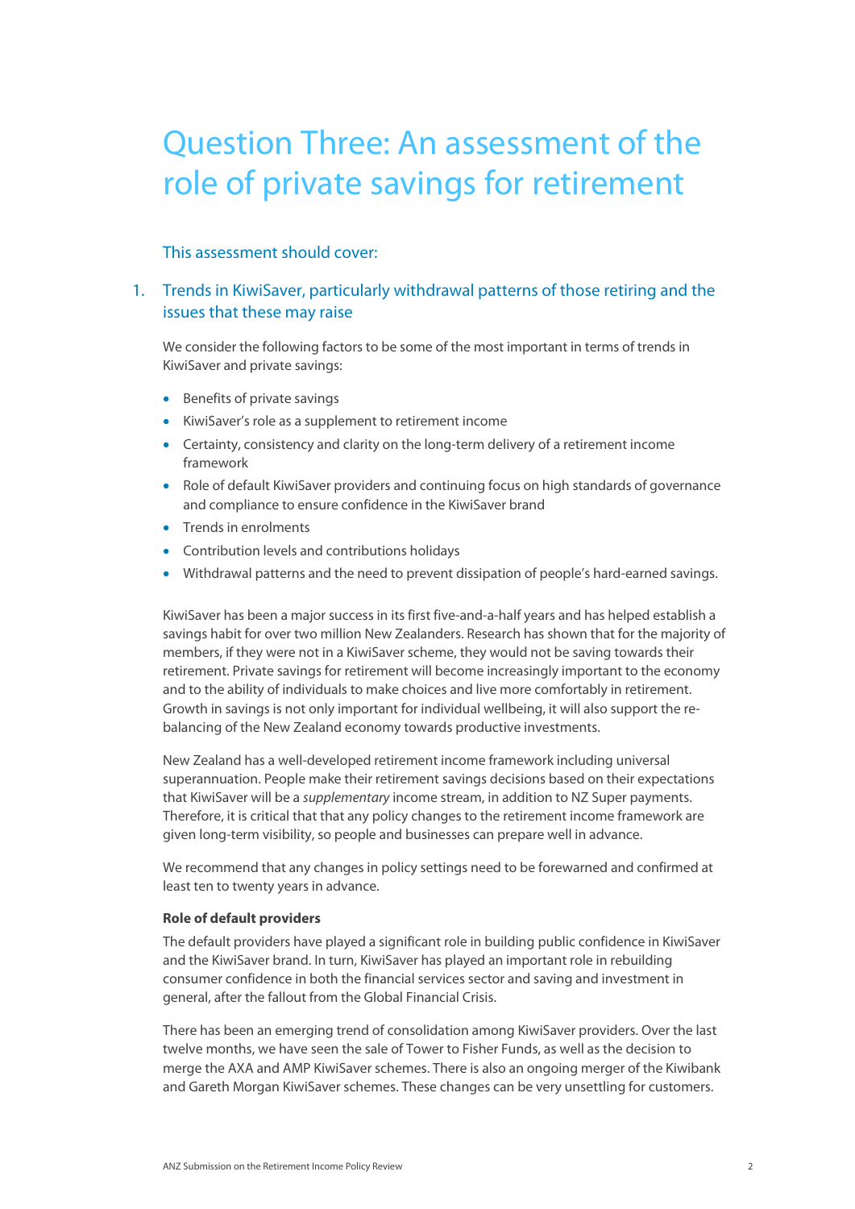# Question Three: An assessment of the role of private savings for retirement

## This assessment should cover:

1. Trends in KiwiSaver, particularly withdrawal patterns of those retiring and the issues that these may raise

We consider the following factors to be some of the most important in terms of trends in KiwiSaver and private savings:

- Benefits of private savings
- KiwiSaver's role as a supplement to retirement income
- Certainty, consistency and clarity on the long-term delivery of a retirement income framework
- Role of default KiwiSaver providers and continuing focus on high standards of governance and compliance to ensure confidence in the KiwiSaver brand
- Trends in enrolments
- Contribution levels and contributions holidays
- Withdrawal patterns and the need to prevent dissipation of people's hard-earned savings.

KiwiSaver has been a major success in its first five-and-a-half years and has helped establish a savings habit for over two million New Zealanders. Research has shown that for the majority of members, if they were not in a KiwiSaver scheme, they would not be saving towards their retirement. Private savings for retirement will become increasingly important to the economy and to the ability of individuals to make choices and live more comfortably in retirement. Growth in savings is not only important for individual wellbeing, it will also support the re-balancing of the New Zealand economy towards productive investments.

New Zealand has a well-developed retirement income framework including universal superannuation. People make their retirement savings decisions based on their expectations that KiwiSaver will be a *supplementary* income stream, in addition to NZ Super payments. Therefore, it is critical that that any policy changes to the retirement income framework are given long-term visibility, so people and businesses can prepare well in advance.

We recommend that any changes in policy settings need to be forewarned and confirmed at least ten to twenty years in advance.

**Role of default providers**

The default providers have played a significant role in building public confidence in KiwiSaver and the KiwiSaver brand. In turn, KiwiSaver has played an important role in rebuilding consumer confidence in both the financial services sector and saving and investment in general, after the fallout from the Global Financial Crisis.

There has been an emerging trend of consolidation among KiwiSaver providers. Over the last twelve months, we have seen the sale of Tower to Fisher Funds, as well as the decision to merge the AXA and AMP KiwiSaver schemes. There is also an ongoing merger of the Kiwibank and Gareth Morgan KiwiSaver schemes. These changes can be very unsettling for customers.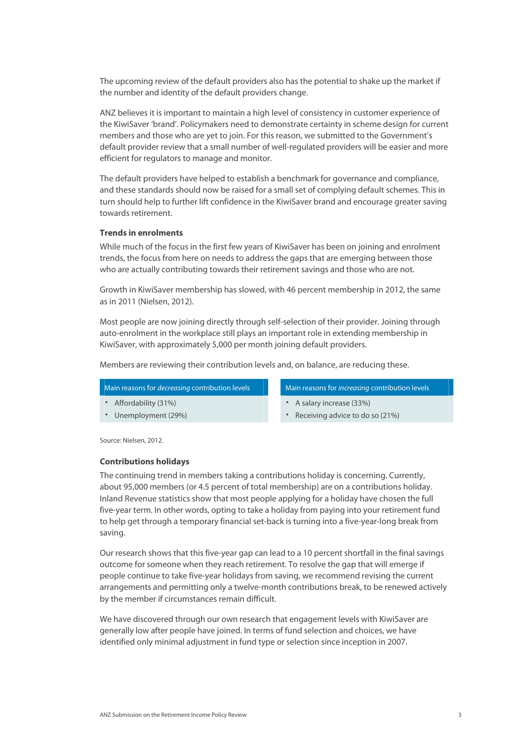The upcoming review of the default providers also has the potential to shake up the market if the number and identity of the default providers change.

ANZ believes it is important to maintain a high level of consistency in customer experience of the KiwiSaver 'brand'. Policymakers need to demonstrate certainty in scheme design for current members and those who are yet to join. For this reason, we submitted to the Government's default provider review that a small number of well-regulated providers will be easier and more efficient for regulators to manage and monitor.

The default providers have helped to establish a benchmark for governance and compliance, and these standards should now be raised for a small set of complying default schemes. This in turn should help to further lift confidence in the KiwiSaver brand and encourage greater saving towards retirement.

**Trends in enrolments**

While much of the focus in the first few years of KiwiSaver has been on joining and enrolment trends, the focus from here on needs to address the gaps that are emerging between those who are actually contributing towards their retirement savings and those who are not.

Growth in KiwiSaver membership has slowed, with 46 percent membership in 2012, the same as in 2011 (Nielsen, 2012).

Most people are now joining directly through self-selection of their provider. Joining through auto-enrolment in the workplace still plays an important role in extending membership in KiwiSaver, with approximately 5,000 per month joining default providers.

Members are reviewing their contribution levels and, on balance, are reducing these.

| Main reasons for *decreasing* contribution levels | Main reasons for *increasing* contribution levels |
|---|---|
| • Affordability (31%) | • A salary increase (33%) |
| • Unemployment (29%) | • Receiving advice to do so (21%) |

Source: Nielsen, 2012.

**Contributions holidays**

The continuing trend in members taking a contributions holiday is concerning. Currently, about 95,000 members (or 4.5 percent of total membership) are on a contributions holiday. Inland Revenue statistics show that most people applying for a holiday have chosen the full five-year term. In other words, opting to take a holiday from paying into your retirement fund to help get through a temporary financial set-back is turning into a five-year-long break from saving.

Our research shows that this five-year gap can lead to a 10 percent shortfall in the final savings outcome for someone when they reach retirement. To resolve the gap that will emerge if people continue to take five-year holidays from saving, we recommend revising the current arrangements and permitting only a twelve-month contributions break, to be renewed actively by the member if circumstances remain difficult.

We have discovered through our own research that engagement levels with KiwiSaver are generally low after people have joined. In terms of fund selection and choices, we have identified only minimal adjustment in fund type or selection since inception in 2007.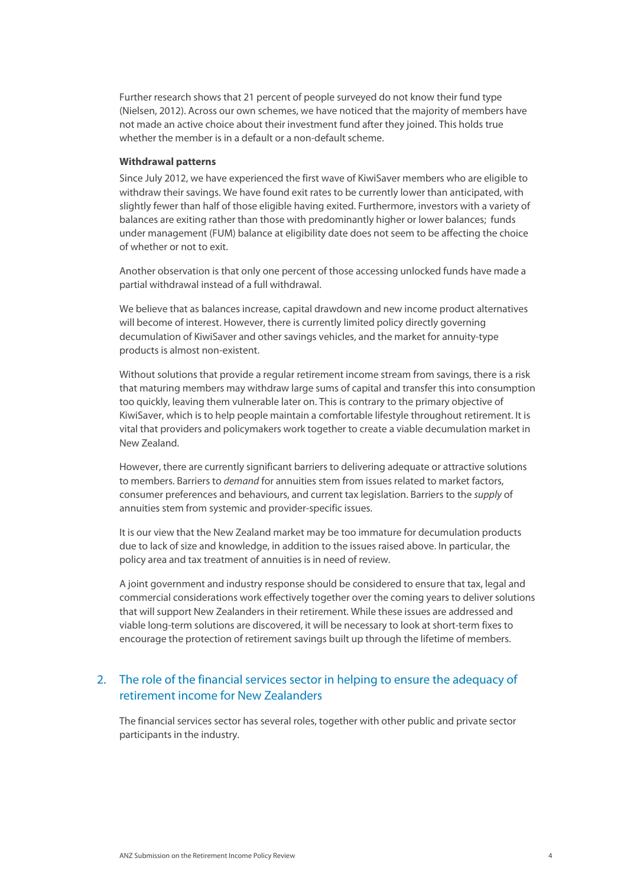Further research shows that 21 percent of people surveyed do not know their fund type (Nielsen, 2012). Across our own schemes, we have noticed that the majority of members have not made an active choice about their investment fund after they joined. This holds true whether the member is in a default or a non-default scheme.

**Withdrawal patterns**

Since July 2012, we have experienced the first wave of KiwiSaver members who are eligible to withdraw their savings. We have found exit rates to be currently lower than anticipated, with slightly fewer than half of those eligible having exited. Furthermore, investors with a variety of balances are exiting rather than those with predominantly higher or lower balances; funds under management (FUM) balance at eligibility date does not seem to be affecting the choice of whether or not to exit.

Another observation is that only one percent of those accessing unlocked funds have made a partial withdrawal instead of a full withdrawal.

We believe that as balances increase, capital drawdown and new income product alternatives will become of interest. However, there is currently limited policy directly governing decumulation of KiwiSaver and other savings vehicles, and the market for annuity-type products is almost non-existent.

Without solutions that provide a regular retirement income stream from savings, there is a risk that maturing members may withdraw large sums of capital and transfer this into consumption too quickly, leaving them vulnerable later on. This is contrary to the primary objective of KiwiSaver, which is to help people maintain a comfortable lifestyle throughout retirement. It is vital that providers and policymakers work together to create a viable decumulation market in New Zealand.

However, there are currently significant barriers to delivering adequate or attractive solutions to members. Barriers to *demand* for annuities stem from issues related to market factors, consumer preferences and behaviours, and current tax legislation. Barriers to the *supply* of annuities stem from systemic and provider-specific issues.

It is our view that the New Zealand market may be too immature for decumulation products due to lack of size and knowledge, in addition to the issues raised above. In particular, the policy area and tax treatment of annuities is in need of review.

A joint government and industry response should be considered to ensure that tax, legal and commercial considerations work effectively together over the coming years to deliver solutions that will support New Zealanders in their retirement. While these issues are addressed and viable long-term solutions are discovered, it will be necessary to look at short-term fixes to encourage the protection of retirement savings built up through the lifetime of members.

## 2. The role of the financial services sector in helping to ensure the adequacy of retirement income for New Zealanders

The financial services sector has several roles, together with other public and private sector participants in the industry.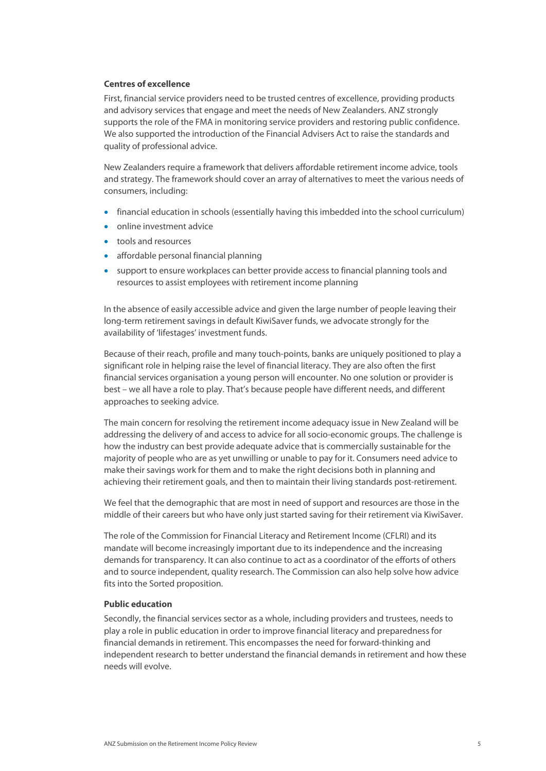**Centres of excellence**

First, financial service providers need to be trusted centres of excellence, providing products and advisory services that engage and meet the needs of New Zealanders. ANZ strongly supports the role of the FMA in monitoring service providers and restoring public confidence. We also supported the introduction of the Financial Advisers Act to raise the standards and quality of professional advice.

New Zealanders require a framework that delivers affordable retirement income advice, tools and strategy. The framework should cover an array of alternatives to meet the various needs of consumers, including:

- financial education in schools (essentially having this imbedded into the school curriculum)
- online investment advice
- tools and resources
- affordable personal financial planning
- support to ensure workplaces can better provide access to financial planning tools and resources to assist employees with retirement income planning

In the absence of easily accessible advice and given the large number of people leaving their long-term retirement savings in default KiwiSaver funds, we advocate strongly for the availability of 'lifestages' investment funds.

Because of their reach, profile and many touch-points, banks are uniquely positioned to play a significant role in helping raise the level of financial literacy. They are also often the first financial services organisation a young person will encounter. No one solution or provider is best – we all have a role to play. That's because people have different needs, and different approaches to seeking advice.

The main concern for resolving the retirement income adequacy issue in New Zealand will be addressing the delivery of and access to advice for all socio-economic groups. The challenge is how the industry can best provide adequate advice that is commercially sustainable for the majority of people who are as yet unwilling or unable to pay for it. Consumers need advice to make their savings work for them and to make the right decisions both in planning and achieving their retirement goals, and then to maintain their living standards post-retirement.

We feel that the demographic that are most in need of support and resources are those in the middle of their careers but who have only just started saving for their retirement via KiwiSaver.

The role of the Commission for Financial Literacy and Retirement Income (CFLRI) and its mandate will become increasingly important due to its independence and the increasing demands for transparency. It can also continue to act as a coordinator of the efforts of others and to source independent, quality research. The Commission can also help solve how advice fits into the Sorted proposition.

**Public education**

Secondly, the financial services sector as a whole, including providers and trustees, needs to play a role in public education in order to improve financial literacy and preparedness for financial demands in retirement. This encompasses the need for forward-thinking and independent research to better understand the financial demands in retirement and how these needs will evolve.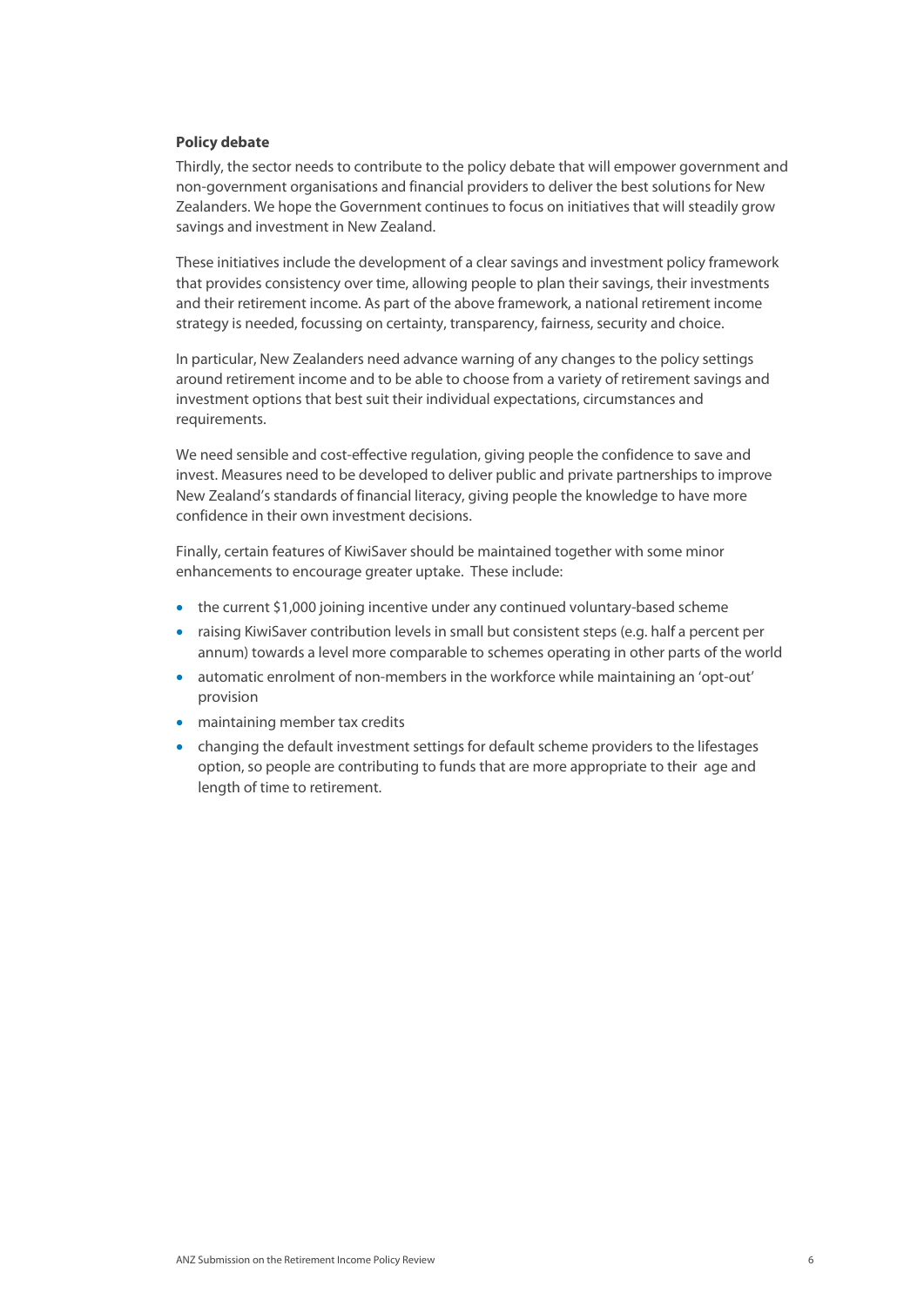**Policy debate**

Thirdly, the sector needs to contribute to the policy debate that will empower government and non-government organisations and financial providers to deliver the best solutions for New Zealanders. We hope the Government continues to focus on initiatives that will steadily grow savings and investment in New Zealand.

These initiatives include the development of a clear savings and investment policy framework that provides consistency over time, allowing people to plan their savings, their investments and their retirement income. As part of the above framework, a national retirement income strategy is needed, focussing on certainty, transparency, fairness, security and choice.

In particular, New Zealanders need advance warning of any changes to the policy settings around retirement income and to be able to choose from a variety of retirement savings and investment options that best suit their individual expectations, circumstances and requirements.

We need sensible and cost-effective regulation, giving people the confidence to save and invest. Measures need to be developed to deliver public and private partnerships to improve New Zealand's standards of financial literacy, giving people the knowledge to have more confidence in their own investment decisions.

Finally, certain features of KiwiSaver should be maintained together with some minor enhancements to encourage greater uptake. These include:

- the current $1,000 joining incentive under any continued voluntary-based scheme
- raising KiwiSaver contribution levels in small but consistent steps (e.g. half a percent per annum) towards a level more comparable to schemes operating in other parts of the world
- automatic enrolment of non-members in the workforce while maintaining an 'opt-out' provision
- maintaining member tax credits
- changing the default investment settings for default scheme providers to the lifestages option, so people are contributing to funds that are more appropriate to their age and length of time to retirement.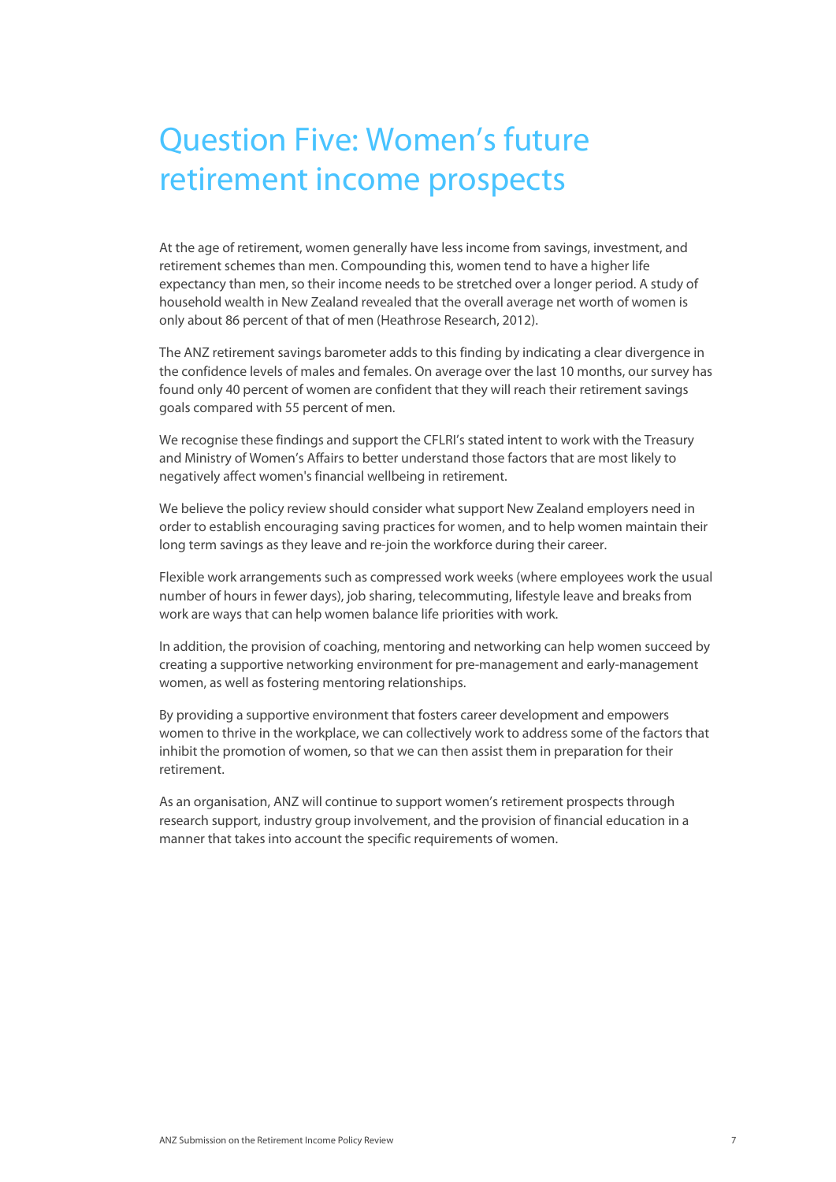# Question Five: Women's future retirement income prospects

At the age of retirement, women generally have less income from savings, investment, and retirement schemes than men. Compounding this, women tend to have a higher life expectancy than men, so their income needs to be stretched over a longer period. A study of household wealth in New Zealand revealed that the overall average net worth of women is only about 86 percent of that of men (Heathrose Research, 2012).

The ANZ retirement savings barometer adds to this finding by indicating a clear divergence in the confidence levels of males and females. On average over the last 10 months, our survey has found only 40 percent of women are confident that they will reach their retirement savings goals compared with 55 percent of men.

We recognise these findings and support the CFLRI's stated intent to work with the Treasury and Ministry of Women's Affairs to better understand those factors that are most likely to negatively affect women's financial wellbeing in retirement.

We believe the policy review should consider what support New Zealand employers need in order to establish encouraging saving practices for women, and to help women maintain their long term savings as they leave and re-join the workforce during their career.

Flexible work arrangements such as compressed work weeks (where employees work the usual number of hours in fewer days), job sharing, telecommuting, lifestyle leave and breaks from work are ways that can help women balance life priorities with work.

In addition, the provision of coaching, mentoring and networking can help women succeed by creating a supportive networking environment for pre-management and early-management women, as well as fostering mentoring relationships.

By providing a supportive environment that fosters career development and empowers women to thrive in the workplace, we can collectively work to address some of the factors that inhibit the promotion of women, so that we can then assist them in preparation for their retirement.

As an organisation, ANZ will continue to support women's retirement prospects through research support, industry group involvement, and the provision of financial education in a manner that takes into account the specific requirements of women.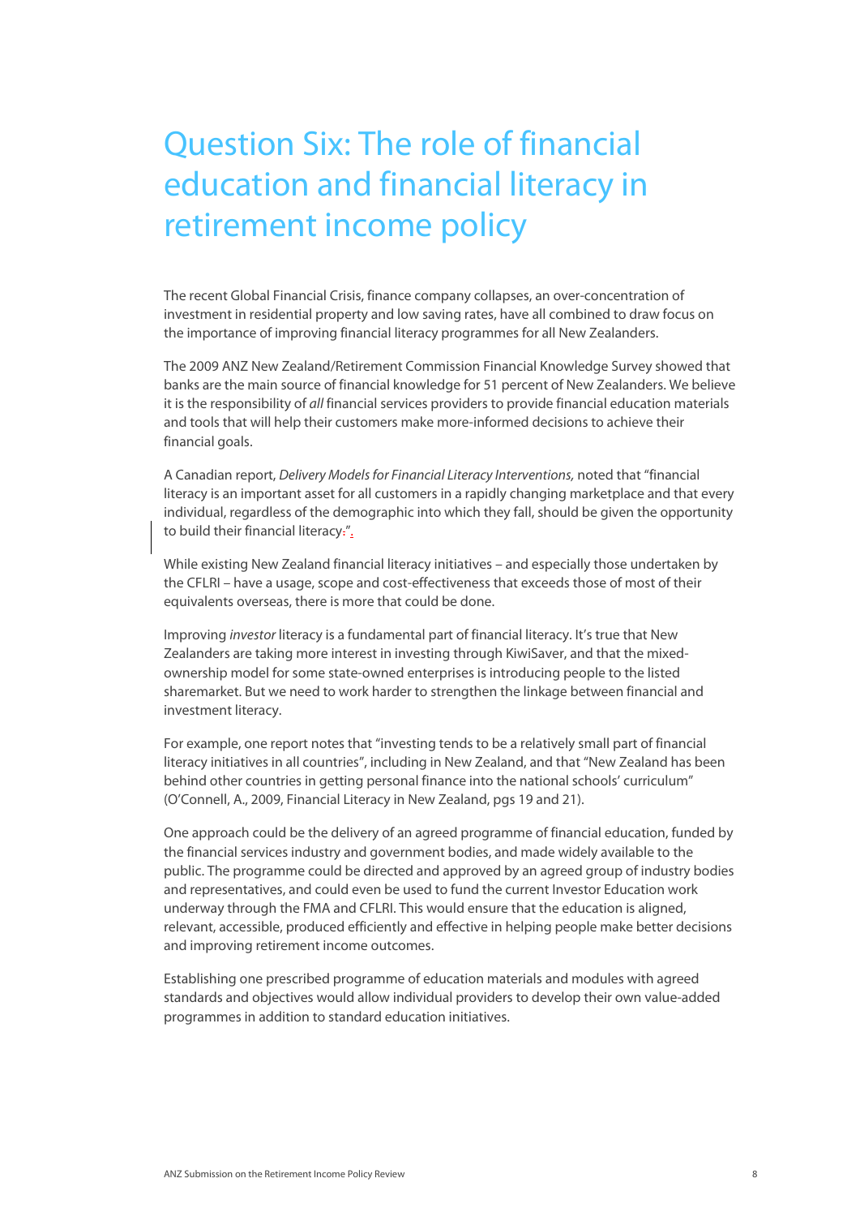# Question Six: The role of financial education and financial literacy in retirement income policy

The recent Global Financial Crisis, finance company collapses, an over-concentration of investment in residential property and low saving rates, have all combined to draw focus on the importance of improving financial literacy programmes for all New Zealanders.

The 2009 ANZ New Zealand/Retirement Commission Financial Knowledge Survey showed that banks are the main source of financial knowledge for 51 percent of New Zealanders. We believe it is the responsibility of *all* financial services providers to provide financial education materials and tools that will help their customers make more-informed decisions to achieve their financial goals.

A Canadian report, *Delivery Models for Financial Literacy Interventions,* noted that "financial literacy is an important asset for all customers in a rapidly changing marketplace and that every individual, regardless of the demographic into which they fall, should be given the opportunity to build their financial literacy.".

While existing New Zealand financial literacy initiatives – and especially those undertaken by the CFLRI – have a usage, scope and cost-effectiveness that exceeds those of most of their equivalents overseas, there is more that could be done.

Improving *investor* literacy is a fundamental part of financial literacy. It's true that New Zealanders are taking more interest in investing through KiwiSaver, and that the mixed-ownership model for some state-owned enterprises is introducing people to the listed sharemarket. But we need to work harder to strengthen the linkage between financial and investment literacy.

For example, one report notes that "investing tends to be a relatively small part of financial literacy initiatives in all countries", including in New Zealand, and that "New Zealand has been behind other countries in getting personal finance into the national schools' curriculum" (O'Connell, A., 2009, Financial Literacy in New Zealand, pgs 19 and 21).

One approach could be the delivery of an agreed programme of financial education, funded by the financial services industry and government bodies, and made widely available to the public. The programme could be directed and approved by an agreed group of industry bodies and representatives, and could even be used to fund the current Investor Education work underway through the FMA and CFLRI. This would ensure that the education is aligned, relevant, accessible, produced efficiently and effective in helping people make better decisions and improving retirement income outcomes.

Establishing one prescribed programme of education materials and modules with agreed standards and objectives would allow individual providers to develop their own value-added programmes in addition to standard education initiatives.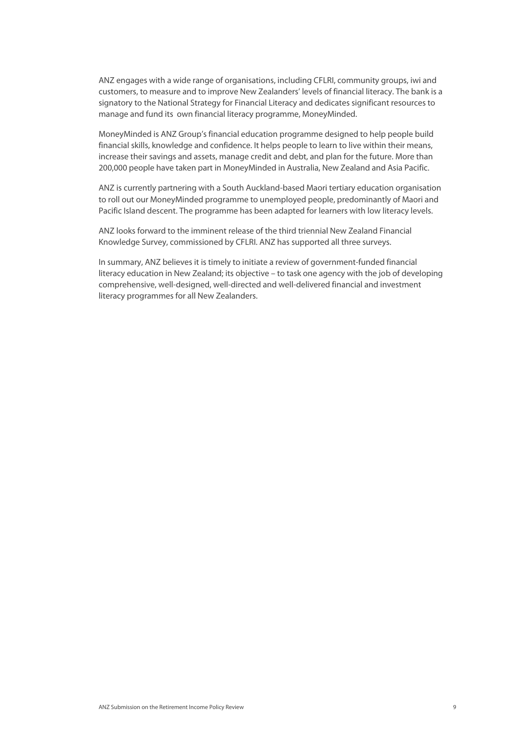ANZ engages with a wide range of organisations, including CFLRI, community groups, iwi and customers, to measure and to improve New Zealanders' levels of financial literacy. The bank is a signatory to the National Strategy for Financial Literacy and dedicates significant resources to manage and fund its own financial literacy programme, MoneyMinded.

MoneyMinded is ANZ Group's financial education programme designed to help people build financial skills, knowledge and confidence. It helps people to learn to live within their means, increase their savings and assets, manage credit and debt, and plan for the future. More than 200,000 people have taken part in MoneyMinded in Australia, New Zealand and Asia Pacific.

ANZ is currently partnering with a South Auckland-based Maori tertiary education organisation to roll out our MoneyMinded programme to unemployed people, predominantly of Maori and Pacific Island descent. The programme has been adapted for learners with low literacy levels.

ANZ looks forward to the imminent release of the third triennial New Zealand Financial Knowledge Survey, commissioned by CFLRI. ANZ has supported all three surveys.

In summary, ANZ believes it is timely to initiate a review of government-funded financial literacy education in New Zealand; its objective – to task one agency with the job of developing comprehensive, well-designed, well-directed and well-delivered financial and investment literacy programmes for all New Zealanders.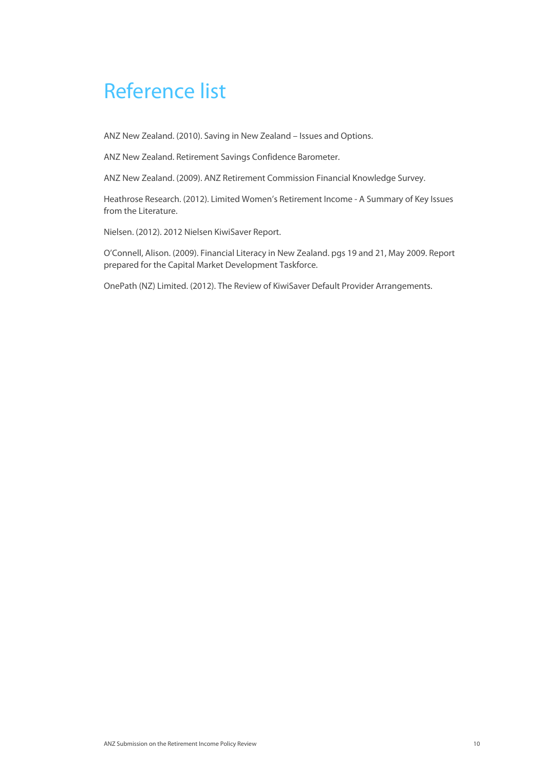# Reference list

ANZ New Zealand. (2010). Saving in New Zealand – Issues and Options.

ANZ New Zealand. Retirement Savings Confidence Barometer.

ANZ New Zealand. (2009). ANZ Retirement Commission Financial Knowledge Survey.

Heathrose Research. (2012). Limited Women's Retirement Income - A Summary of Key Issues from the Literature.

Nielsen. (2012). 2012 Nielsen KiwiSaver Report.

O'Connell, Alison. (2009). Financial Literacy in New Zealand. pgs 19 and 21, May 2009. Report prepared for the Capital Market Development Taskforce.

OnePath (NZ) Limited. (2012). The Review of KiwiSaver Default Provider Arrangements.